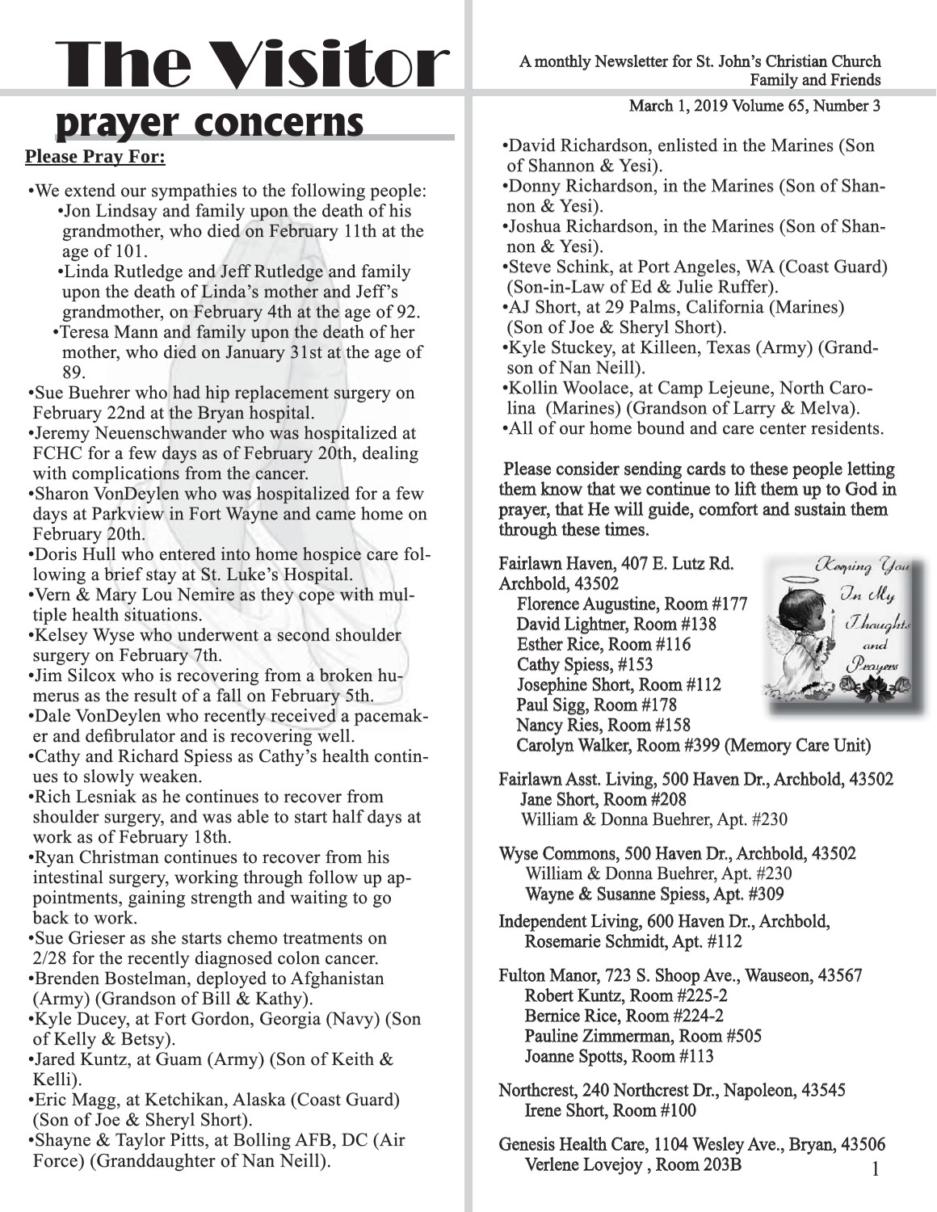# The Visitor

A monthly Newsletter for St. John's Christian Church Family and Friends

March 1, 2019 Volume 65, Number 3

## prayer concerns

**Please Pray For:**

- We extend our sympathies to the following people:
  - Jon Lindsay and family upon the death of his grandmother, who died on February 11th at the age of 101.
  - Linda Rutledge and Jeff Rutledge and family upon the death of Linda's mother and Jeff's grandmother, on February 4th at the age of 92.
  - Teresa Mann and family upon the death of her mother, who died on January 31st at the age of 89.
- Sue Buehrer who had hip replacement surgery on February 22nd at the Bryan hospital.
- Jeremy Neuenschwander who was hospitalized at FCHC for a few days as of February 20th, dealing with complications from the cancer.
- Sharon VonDeylen who was hospitalized for a few days at Parkview in Fort Wayne and came home on February 20th.
- Doris Hull who entered into home hospice care following a brief stay at St. Luke's Hospital.
- Vern & Mary Lou Nemire as they cope with multiple health situations.
- Kelsey Wyse who underwent a second shoulder surgery on February 7th.
- Jim Silcox who is recovering from a broken humerus as the result of a fall on February 5th.
- Dale VonDeylen who recently received a pacemaker and defibrulator and is recovering well.
- Cathy and Richard Spiess as Cathy's health continues to slowly weaken.
- Rich Lesniak as he continues to recover from shoulder surgery, and was able to start half days at work as of February 18th.
- Ryan Christman continues to recover from his intestinal surgery, working through follow up appointments, gaining strength and waiting to go back to work.
- Sue Grieser as she starts chemo treatments on 2/28 for the recently diagnosed colon cancer.
- Brenden Bostelman, deployed to Afghanistan (Army) (Grandson of Bill & Kathy).
- Kyle Ducey, at Fort Gordon, Georgia (Navy) (Son of Kelly & Betsy).
- Jared Kuntz, at Guam (Army) (Son of Keith & Kelli).
- Eric Magg, at Ketchikan, Alaska (Coast Guard) (Son of Joe & Sheryl Short).
- Shayne & Taylor Pitts, at Bolling AFB, DC (Air Force) (Granddaughter of Nan Neill).
- David Richardson, enlisted in the Marines (Son of Shannon & Yesi).
- Donny Richardson, in the Marines (Son of Shannon & Yesi).
- Joshua Richardson, in the Marines (Son of Shannon & Yesi).
- Steve Schink, at Port Angeles, WA (Coast Guard) (Son-in-Law of Ed & Julie Ruffer).
- AJ Short, at 29 Palms, California (Marines) (Son of Joe & Sheryl Short).
- Kyle Stuckey, at Killeen, Texas (Army) (Grandson of Nan Neill).
- Kollin Woolace, at Camp Lejeune, North Carolina (Marines) (Grandson of Larry & Melva).
- All of our home bound and care center residents.

Please consider sending cards to these people letting them know that we continue to lift them up to God in prayer, that He will guide, comfort and sustain them through these times.

**Fairlawn Haven, 407 E. Lutz Rd. Archbold, 43502**
- Florence Augustine, Room #177
- David Lightner, Room #138
- Esther Rice, Room #116
- Cathy Spiess, #153
- Josephine Short, Room #112
- Paul Sigg, Room #178
- Nancy Ries, Room #158
- Carolyn Walker, Room #399 (Memory Care Unit)

**Fairlawn Asst. Living, 500 Haven Dr., Archbold, 43502**
- Jane Short, Room #208
- William & Donna Buehrer, Apt. #230

**Wyse Commons, 500 Haven Dr., Archbold, 43502**
- William & Donna Buehrer, Apt. #230
- Wayne & Susanne Spiess, Apt. #309

**Independent Living, 600 Haven Dr., Archbold,**
- Rosemarie Schmidt, Apt. #112

**Fulton Manor, 723 S. Shoop Ave., Wauseon, 43567**
- Robert Kuntz, Room #225-2
- Bernice Rice, Room #224-2
- Pauline Zimmerman, Room #505
- Joanne Spotts, Room #113

**Northcrest, 240 Northcrest Dr., Napoleon, 43545**
- Irene Short, Room #100

**Genesis Health Care, 1104 Wesley Ave., Bryan, 43506**
- Verlene Lovejoy , Room 203B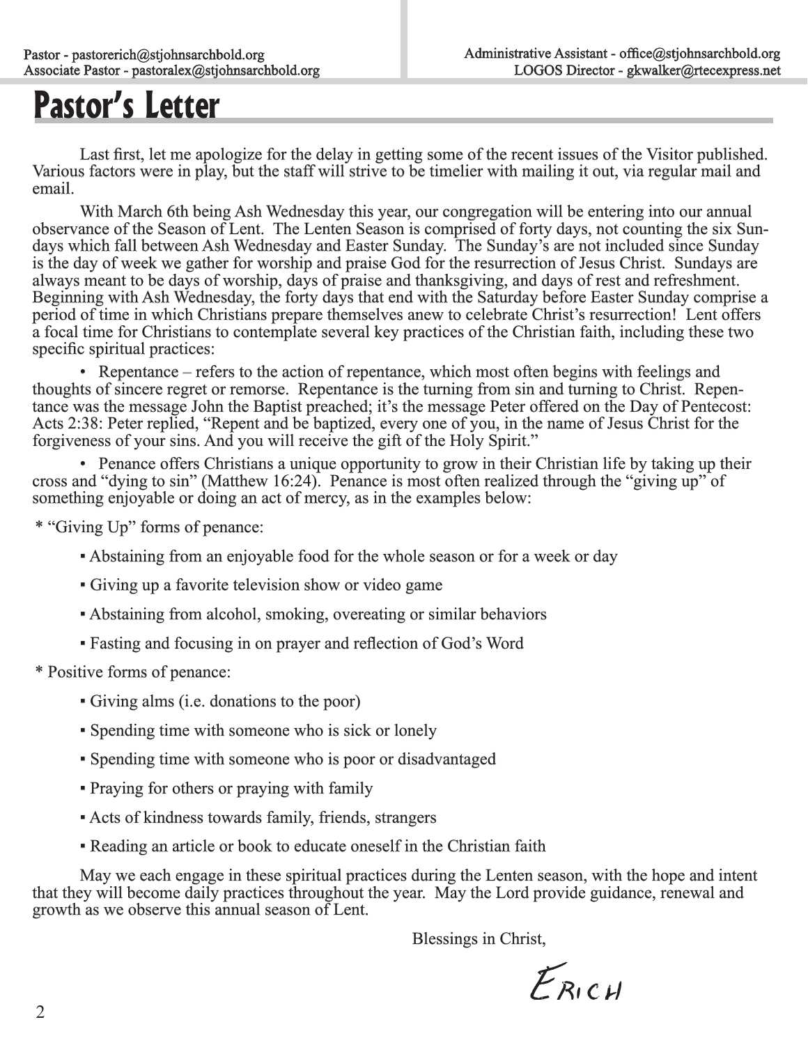Pastor - pastorerich@stjohnsarchbold.org
Associate Pastor - pastoralex@stjohnsarchbold.org

Administrative Assistant - office@stjohnsarchbold.org
LOGOS Director - gkwalker@rtecexpress.net

# Pastor's Letter

Last first, let me apologize for the delay in getting some of the recent issues of the Visitor published. Various factors were in play, but the staff will strive to be timelier with mailing it out, via regular mail and email.

With March 6th being Ash Wednesday this year, our congregation will be entering into our annual observance of the Season of Lent. The Lenten Season is comprised of forty days, not counting the six Sundays which fall between Ash Wednesday and Easter Sunday. The Sunday's are not included since Sunday is the day of week we gather for worship and praise God for the resurrection of Jesus Christ. Sundays are always meant to be days of worship, days of praise and thanksgiving, and days of rest and refreshment. Beginning with Ash Wednesday, the forty days that end with the Saturday before Easter Sunday comprise a period of time in which Christians prepare themselves anew to celebrate Christ's resurrection! Lent offers a focal time for Christians to contemplate several key practices of the Christian faith, including these two specific spiritual practices:

- Repentance – refers to the action of repentance, which most often begins with feelings and thoughts of sincere regret or remorse. Repentance is the turning from sin and turning to Christ. Repentance was the message John the Baptist preached; it's the message Peter offered on the Day of Pentecost: Acts 2:38: Peter replied, "Repent and be baptized, every one of you, in the name of Jesus Christ for the forgiveness of your sins. And you will receive the gift of the Holy Spirit."

- Penance offers Christians a unique opportunity to grow in their Christian life by taking up their cross and "dying to sin" (Matthew 16:24). Penance is most often realized through the "giving up" of something enjoyable or doing an act of mercy, as in the examples below:

\* "Giving Up" forms of penance:

- Abstaining from an enjoyable food for the whole season or for a week or day
- Giving up a favorite television show or video game
- Abstaining from alcohol, smoking, overeating or similar behaviors
- Fasting and focusing in on prayer and reflection of God's Word

\* Positive forms of penance:

- Giving alms (i.e. donations to the poor)
- Spending time with someone who is sick or lonely
- Spending time with someone who is poor or disadvantaged
- Praying for others or praying with family
- Acts of kindness towards family, friends, strangers
- Reading an article or book to educate oneself in the Christian faith

May we each engage in these spiritual practices during the Lenten season, with the hope and intent that they will become daily practices throughout the year. May the Lord provide guidance, renewal and growth as we observe this annual season of Lent.

Blessings in Christ,

Erich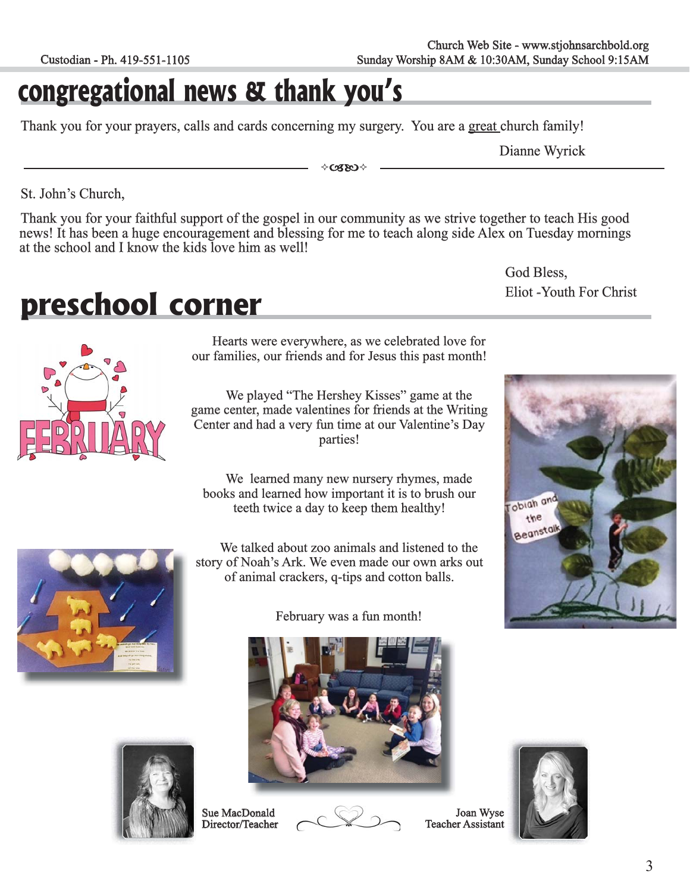## congregational news & thank you's

Thank you for your prayers, calls and cards concerning my surgery. You are a great church family!

Dianne Wyrick

---

St. John's Church,

Thank you for your faithful support of the gospel in our community as we strive together to teach His good news! It has been a huge encouragement and blessing for me to teach along side Alex on Tuesday mornings at the school and I know the kids love him as well!

God Bless,
Eliot -Youth For Christ

## preschool corner

Hearts were everywhere, as we celebrated love for our families, our friends and for Jesus this past month!

We played "The Hershey Kisses" game at the game center, made valentines for friends at the Writing Center and had a very fun time at our Valentine's Day parties!

We learned many new nursery rhymes, made books and learned how important it is to brush our teeth twice a day to keep them healthy!

We talked about zoo animals and listened to the story of Noah's Ark. We even made our own arks out of animal crackers, q-tips and cotton balls.

February was a fun month!

Sue MacDonald
Director/Teacher

Joan Wyse
Teacher Assistant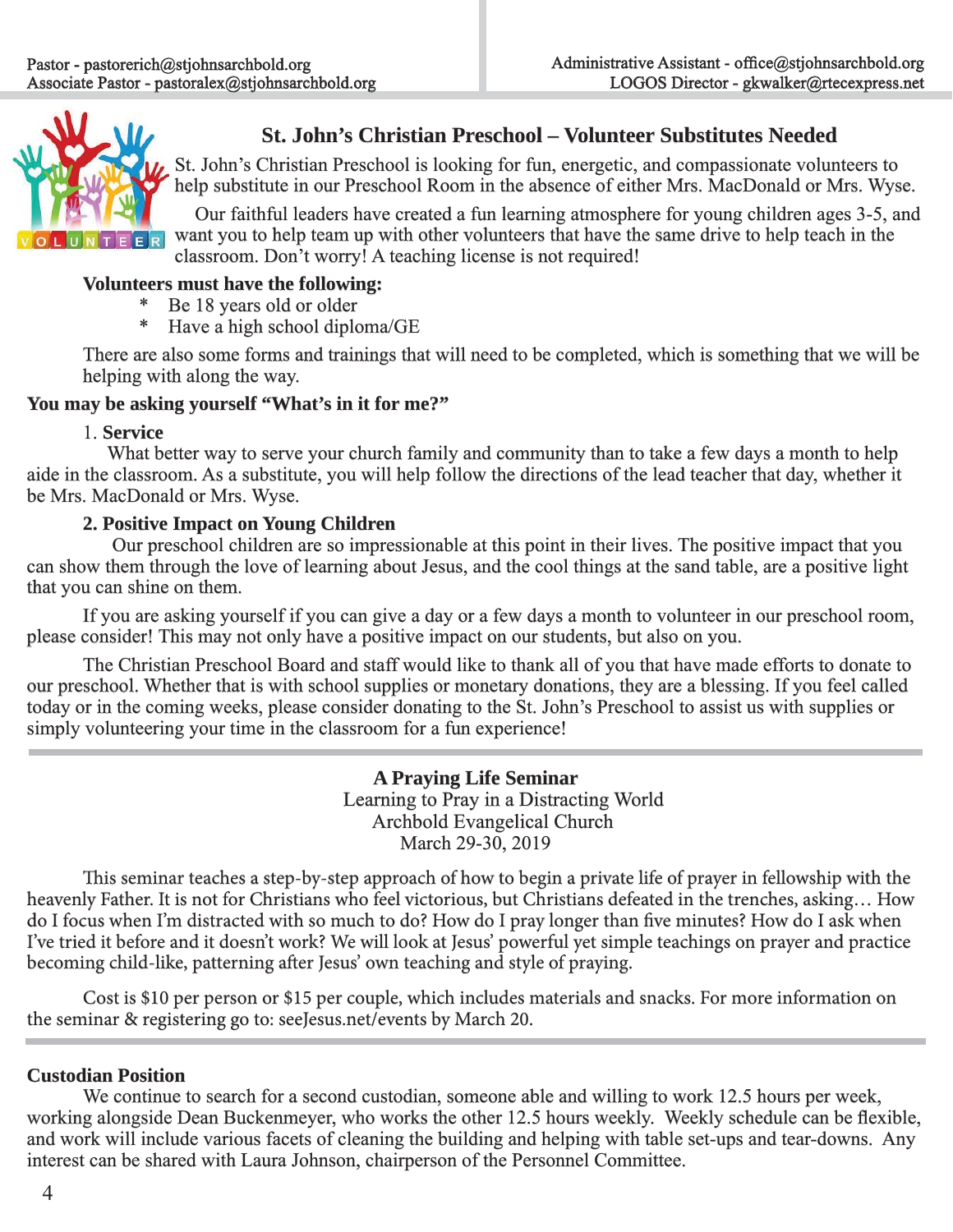Pastor - pastorerich@stjohnsarchbold.org
Associate Pastor - pastoralex@stjohnsarchbold.org

Administrative Assistant - office@stjohnsarchbold.org
LOGOS Director - gkwalker@rtecexpress.net

## St. John's Christian Preschool – Volunteer Substitutes Needed

St. John's Christian Preschool is looking for fun, energetic, and compassionate volunteers to help substitute in our Preschool Room in the absence of either Mrs. MacDonald or Mrs. Wyse.

Our faithful leaders have created a fun learning atmosphere for young children ages 3-5, and want you to help team up with other volunteers that have the same drive to help teach in the classroom. Don't worry! A teaching license is not required!

**Volunteers must have the following:**

* Be 18 years old or older
* Have a high school diploma/GE

There are also some forms and trainings that will need to be completed, which is something that we will be helping with along the way.

**You may be asking yourself "What's in it for me?"**

1. **Service**

What better way to serve your church family and community than to take a few days a month to help aide in the classroom. As a substitute, you will help follow the directions of the lead teacher that day, whether it be Mrs. MacDonald or Mrs. Wyse.

**2. Positive Impact on Young Children**

Our preschool children are so impressionable at this point in their lives. The positive impact that you can show them through the love of learning about Jesus, and the cool things at the sand table, are a positive light that you can shine on them.

If you are asking yourself if you can give a day or a few days a month to volunteer in our preschool room, please consider! This may not only have a positive impact on our students, but also on you.

The Christian Preschool Board and staff would like to thank all of you that have made efforts to donate to our preschool. Whether that is with school supplies or monetary donations, they are a blessing. If you feel called today or in the coming weeks, please consider donating to the St. John's Preschool to assist us with supplies or simply volunteering your time in the classroom for a fun experience!

---

**A Praying Life Seminar**
Learning to Pray in a Distracting World
Archbold Evangelical Church
March 29-30, 2019

This seminar teaches a step-by-step approach of how to begin a private life of prayer in fellowship with the heavenly Father. It is not for Christians who feel victorious, but Christians defeated in the trenches, asking… How do I focus when I'm distracted with so much to do? How do I pray longer than five minutes? How do I ask when I've tried it before and it doesn't work? We will look at Jesus' powerful yet simple teachings on prayer and practice becoming child-like, patterning after Jesus' own teaching and style of praying.

Cost is $10 per person or $15 per couple, which includes materials and snacks. For more information on the seminar & registering go to: seeJesus.net/events by March 20.

---

**Custodian Position**

We continue to search for a second custodian, someone able and willing to work 12.5 hours per week, working alongside Dean Buckenmeyer, who works the other 12.5 hours weekly. Weekly schedule can be flexible, and work will include various facets of cleaning the building and helping with table set-ups and tear-downs. Any interest can be shared with Laura Johnson, chairperson of the Personnel Committee.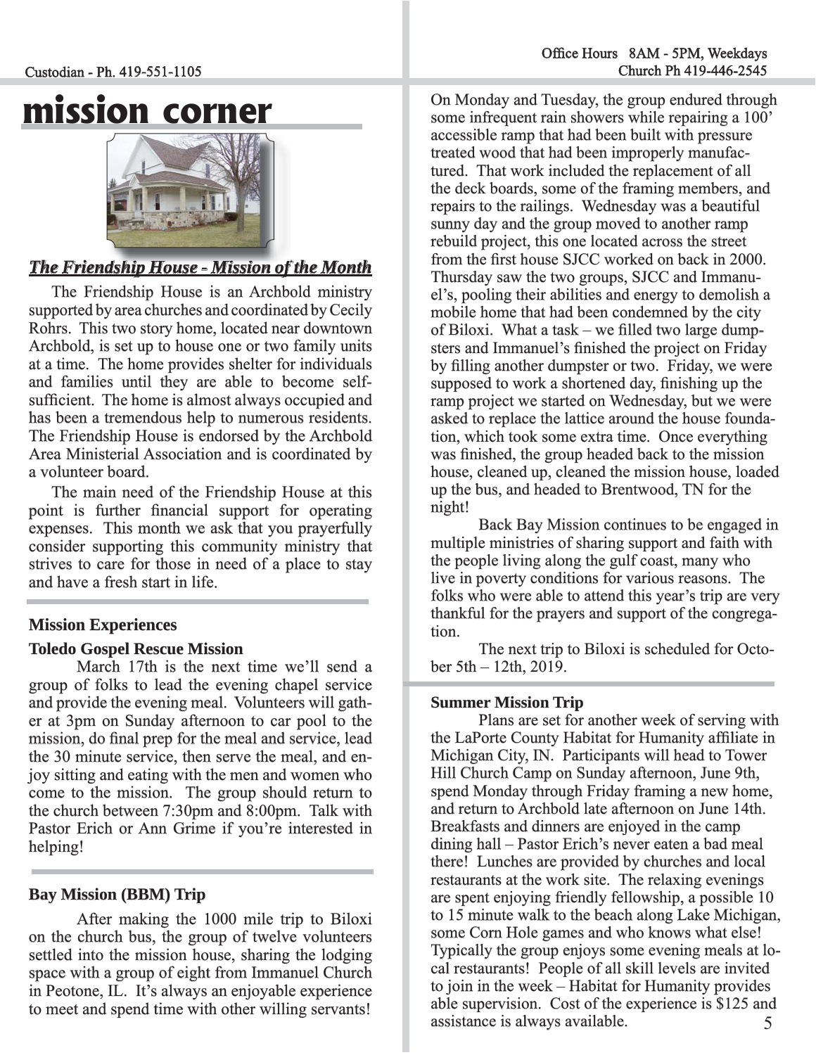# mission corner

## *The Friendship House - Mission of the Month*

The Friendship House is an Archbold ministry supported by area churches and coordinated by Cecily Rohrs. This two story home, located near downtown Archbold, is set up to house one or two family units at a time. The home provides shelter for individuals and families until they are able to become self-sufficient. The home is almost always occupied and has been a tremendous help to numerous residents. The Friendship House is endorsed by the Archbold Area Ministerial Association and is coordinated by a volunteer board.

The main need of the Friendship House at this point is further financial support for operating expenses. This month we ask that you prayerfully consider supporting this community ministry that strives to care for those in need of a place to stay and have a fresh start in life.

## Mission Experiences

### Toledo Gospel Rescue Mission

March 17th is the next time we'll send a group of folks to lead the evening chapel service and provide the evening meal. Volunteers will gather at 3pm on Sunday afternoon to car pool to the mission, do final prep for the meal and service, lead the 30 minute service, then serve the meal, and enjoy sitting and eating with the men and women who come to the mission. The group should return to the church between 7:30pm and 8:00pm. Talk with Pastor Erich or Ann Grime if you're interested in helping!

### Bay Mission (BBM) Trip

After making the 1000 mile trip to Biloxi on the church bus, the group of twelve volunteers settled into the mission house, sharing the lodging space with a group of eight from Immanuel Church in Peotone, IL. It's always an enjoyable experience to meet and spend time with other willing servants! On Monday and Tuesday, the group endured through some infrequent rain showers while repairing a 100' accessible ramp that had been built with pressure treated wood that had been improperly manufactured. That work included the replacement of all the deck boards, some of the framing members, and repairs to the railings. Wednesday was a beautiful sunny day and the group moved to another ramp rebuild project, this one located across the street from the first house SJCC worked on back in 2000. Thursday saw the two groups, SJCC and Immanuel's, pooling their abilities and energy to demolish a mobile home that had been condemned by the city of Biloxi. What a task – we filled two large dumpsters and Immanuel's finished the project on Friday by filling another dumpster or two. Friday, we were supposed to work a shortened day, finishing up the ramp project we started on Wednesday, but we were asked to replace the lattice around the house foundation, which took some extra time. Once everything was finished, the group headed back to the mission house, cleaned up, cleaned the mission house, loaded up the bus, and headed to Brentwood, TN for the night!

Back Bay Mission continues to be engaged in multiple ministries of sharing support and faith with the people living along the gulf coast, many who live in poverty conditions for various reasons. The folks who were able to attend this year's trip are very thankful for the prayers and support of the congregation.

The next trip to Biloxi is scheduled for October 5th – 12th, 2019.

### Summer Mission Trip

Plans are set for another week of serving with the LaPorte County Habitat for Humanity affiliate in Michigan City, IN. Participants will head to Tower Hill Church Camp on Sunday afternoon, June 9th, spend Monday through Friday framing a new home, and return to Archbold late afternoon on June 14th. Breakfasts and dinners are enjoyed in the camp dining hall – Pastor Erich's never eaten a bad meal there! Lunches are provided by churches and local restaurants at the work site. The relaxing evenings are spent enjoying friendly fellowship, a possible 10 to 15 minute walk to the beach along Lake Michigan, some Corn Hole games and who knows what else! Typically the group enjoys some evening meals at local restaurants! People of all skill levels are invited to join in the week – Habitat for Humanity provides able supervision. Cost of the experience is $125 and assistance is always available.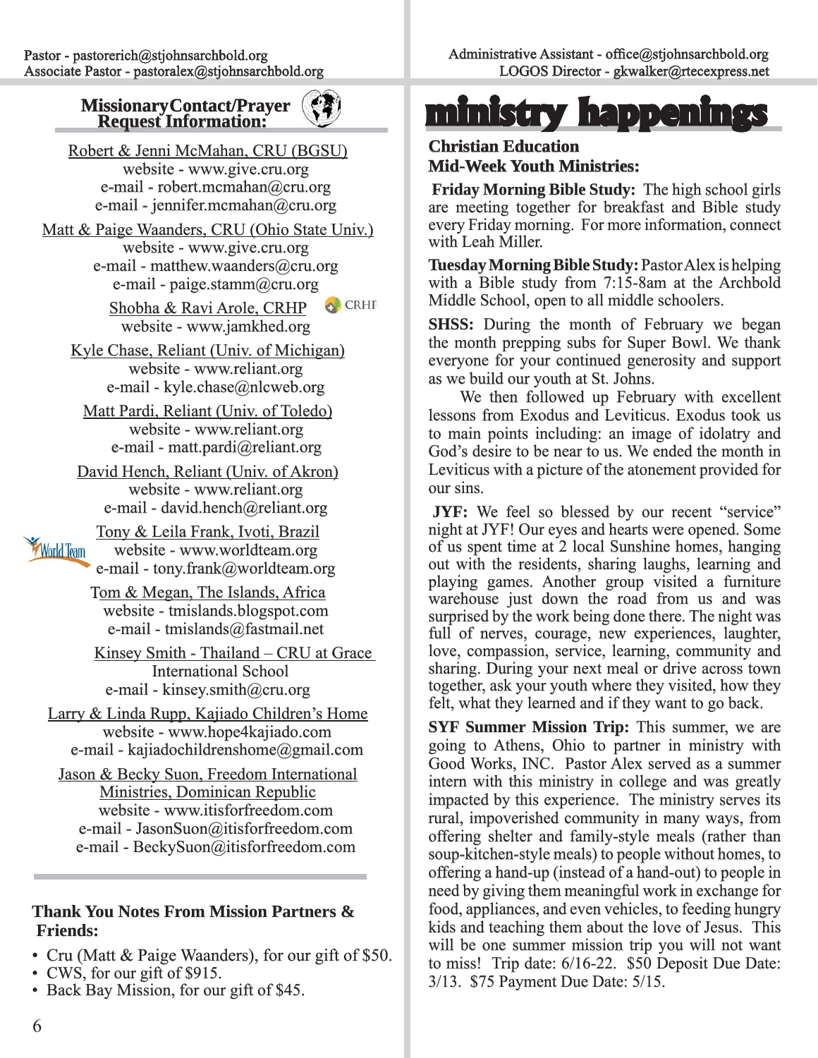Pastor - pastorerich@stjohnsarchbold.org
Associate Pastor - pastoralex@stjohnsarchbold.org

Administrative Assistant - office@stjohnsarchbold.org
LOGOS Director - gkwalker@rtecexpress.net

## Missionary Contact/Prayer Request Information:

Robert & Jenni McMahan, CRU (BGSU)
website - www.give.cru.org
e-mail - robert.mcmahan@cru.org
e-mail - jennifer.mcmahan@cru.org

Matt & Paige Waanders, CRU (Ohio State Univ.)
website - www.give.cru.org
e-mail - matthew.waanders@cru.org
e-mail - paige.stamm@cru.org

Shobha & Ravi Arole, CRHP
website - www.jamkhed.org

Kyle Chase, Reliant (Univ. of Michigan)
website - www.reliant.org
e-mail - kyle.chase@nlcweb.org

Matt Pardi, Reliant (Univ. of Toledo)
website - www.reliant.org
e-mail - matt.pardi@reliant.org

David Hench, Reliant (Univ. of Akron)
website - www.reliant.org
e-mail - david.hench@reliant.org

Tony & Leila Frank, Ivoti, Brazil
website - www.worldteam.org
e-mail - tony.frank@worldteam.org

Tom & Megan, The Islands, Africa
website - tmislands.blogspot.com
e-mail - tmislands@fastmail.net

Kinsey Smith - Thailand – CRU at Grace International School
e-mail - kinsey.smith@cru.org

Larry & Linda Rupp, Kajiado Children's Home
website - www.hope4kajiado.com
e-mail - kajiadochildrenshome@gmail.com

Jason & Becky Suon, Freedom International Ministries, Dominican Republic
website - www.itisforfreedom.com
e-mail - JasonSuon@itisforfreedom.com
e-mail - BeckySuon@itisforfreedom.com

### Thank You Notes From Mission Partners & Friends:

- Cru (Matt & Paige Waanders), for our gift of $50.
- CWS, for our gift of $915.
- Back Bay Mission, for our gift of $45.

## ministry happenings

### Christian Education
### Mid-Week Youth Ministries:

**Friday Morning Bible Study:** The high school girls are meeting together for breakfast and Bible study every Friday morning. For more information, connect with Leah Miller.

**Tuesday Morning Bible Study:** Pastor Alex is helping with a Bible study from 7:15-8am at the Archbold Middle School, open to all middle schoolers.

**SHSS:** During the month of February we began the month prepping subs for Super Bowl. We thank everyone for your continued generosity and support as we build our youth at St. Johns.

We then followed up February with excellent lessons from Exodus and Leviticus. Exodus took us to main points including: an image of idolatry and God's desire to be near to us. We ended the month in Leviticus with a picture of the atonement provided for our sins.

**JYF:** We feel so blessed by our recent "service" night at JYF! Our eyes and hearts were opened. Some of us spent time at 2 local Sunshine homes, hanging out with the residents, sharing laughs, learning and playing games. Another group visited a furniture warehouse just down the road from us and was surprised by the work being done there. The night was full of nerves, courage, new experiences, laughter, love, compassion, service, learning, community and sharing. During your next meal or drive across town together, ask your youth where they visited, how they felt, what they learned and if they want to go back.

**SYF Summer Mission Trip:** This summer, we are going to Athens, Ohio to partner in ministry with Good Works, INC. Pastor Alex served as a summer intern with this ministry in college and was greatly impacted by this experience. The ministry serves its rural, impoverished community in many ways, from offering shelter and family-style meals (rather than soup-kitchen-style meals) to people without homes, to offering a hand-up (instead of a hand-out) to people in need by giving them meaningful work in exchange for food, appliances, and even vehicles, to feeding hungry kids and teaching them about the love of Jesus. This will be one summer mission trip you will not want to miss! Trip date: 6/16-22. $50 Deposit Due Date: 3/13. $75 Payment Due Date: 5/15.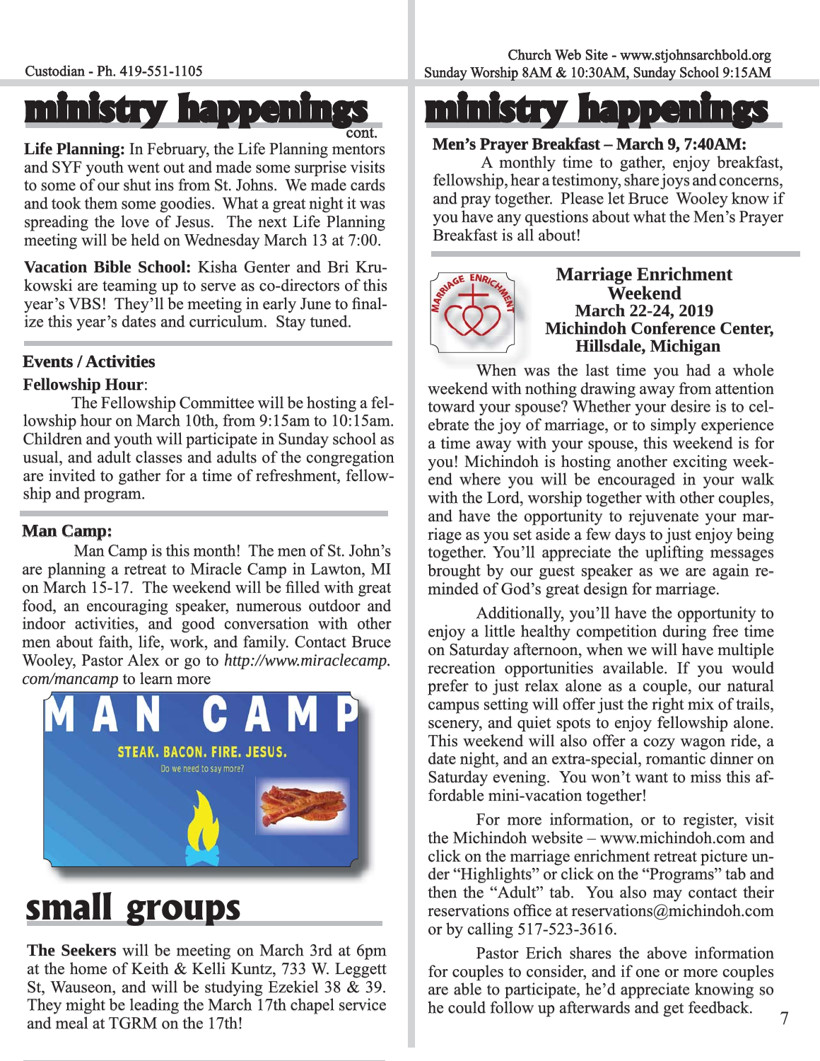# ministry happenings

cont.

**Life Planning:** In February, the Life Planning mentors and SYF youth went out and made some surprise visits to some of our shut ins from St. Johns. We made cards and took them some goodies. What a great night it was spreading the love of Jesus. The next Life Planning meeting will be held on Wednesday March 13 at 7:00.

**Vacation Bible School:** Kisha Genter and Bri Krukowski are teaming up to serve as co-directors of this year's VBS! They'll be meeting in early June to finalize this year's dates and curriculum. Stay tuned.

## Events / Activities

**Fellowship Hour**:

The Fellowship Committee will be hosting a fellowship hour on March 10th, from 9:15am to 10:15am. Children and youth will participate in Sunday school as usual, and adult classes and adults of the congregation are invited to gather for a time of refreshment, fellowship and program.

**Man Camp:**

Man Camp is this month! The men of St. John's are planning a retreat to Miracle Camp in Lawton, MI on March 15-17. The weekend will be filled with great food, an encouraging speaker, numerous outdoor and indoor activities, and good conversation with other men about faith, life, work, and family. Contact Bruce Wooley, Pastor Alex or go to *http://www.miraclecamp.com/mancamp* to learn more

MAN CAMP

STEAK. BACON. FIRE. JESUS.

Do we need to say more?

# small groups

**The Seekers** will be meeting on March 3rd at 6pm at the home of Keith & Kelli Kuntz, 733 W. Leggett St, Wauseon, and will be studying Ezekiel 38 & 39. They might be leading the March 17th chapel service and meal at TGRM on the 17th!

# ministry happenings

**Men's Prayer Breakfast – March 9, 7:40AM:**

A monthly time to gather, enjoy breakfast, fellowship, hear a testimony, share joys and concerns, and pray together. Please let Bruce Wooley know if you have any questions about what the Men's Prayer Breakfast is all about!

## Marriage Enrichment Weekend
**March 22-24, 2019**
**Michindoh Conference Center, Hillsdale, Michigan**

When was the last time you had a whole weekend with nothing drawing away from attention toward your spouse? Whether your desire is to celebrate the joy of marriage, or to simply experience a time away with your spouse, this weekend is for you! Michindoh is hosting another exciting weekend where you will be encouraged in your walk with the Lord, worship together with other couples, and have the opportunity to rejuvenate your marriage as you set aside a few days to just enjoy being together. You'll appreciate the uplifting messages brought by our guest speaker as we are again reminded of God's great design for marriage.

Additionally, you'll have the opportunity to enjoy a little healthy competition during free time on Saturday afternoon, when we will have multiple recreation opportunities available. If you would prefer to just relax alone as a couple, our natural campus setting will offer just the right mix of trails, scenery, and quiet spots to enjoy fellowship alone. This weekend will also offer a cozy wagon ride, a date night, and an extra-special, romantic dinner on Saturday evening. You won't want to miss this affordable mini-vacation together!

For more information, or to register, visit the Michindoh website – www.michindoh.com and click on the marriage enrichment retreat picture under "Highlights" or click on the "Programs" tab and then the "Adult" tab. You also may contact their reservations office at reservations@michindoh.com or by calling 517-523-3616.

Pastor Erich shares the above information for couples to consider, and if one or more couples are able to participate, he'd appreciate knowing so he could follow up afterwards and get feedback.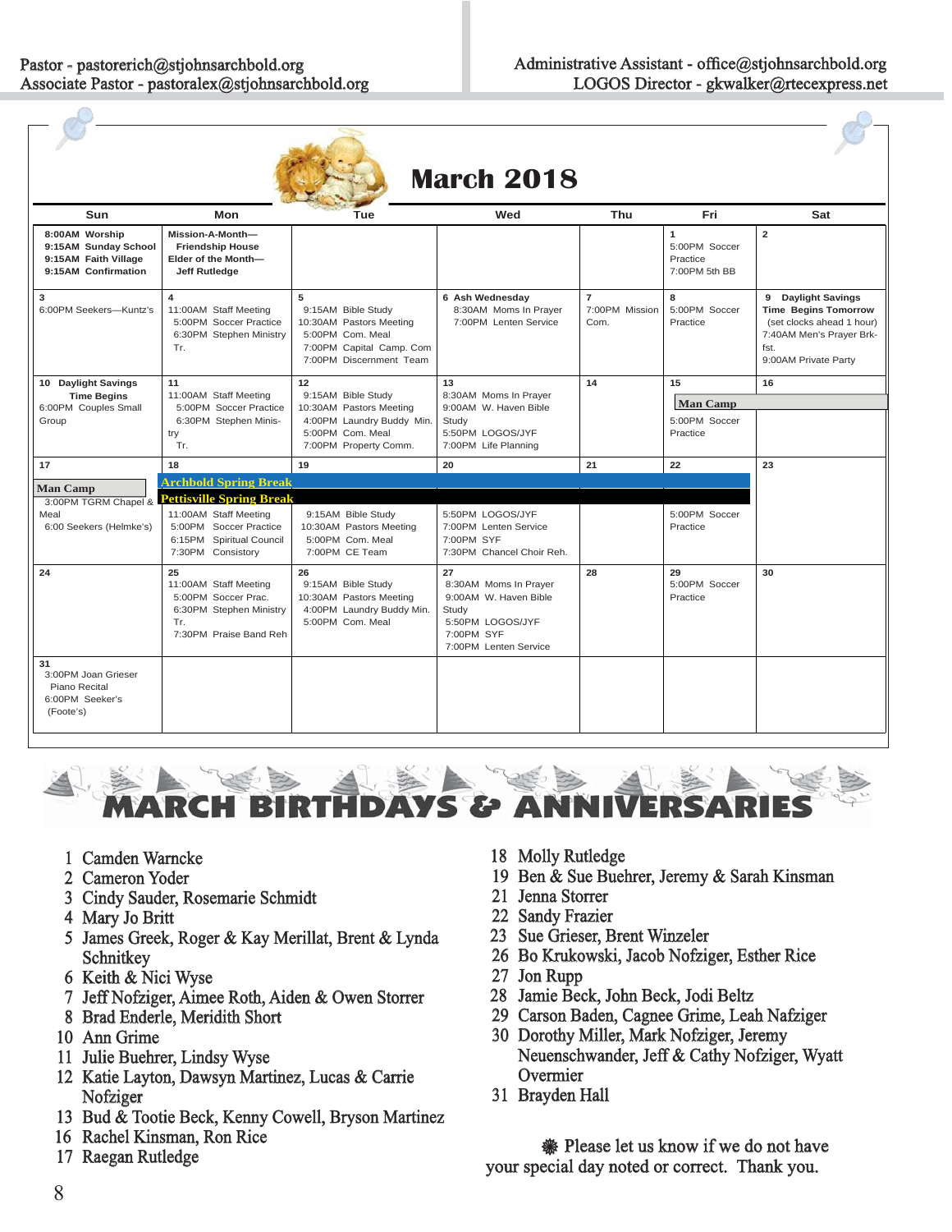Pastor - pastorerich@stjohnsarchbold.org
Associate Pastor - pastoralex@stjohnsarchbold.org

Administrative Assistant - office@stjohnsarchbold.org
LOGOS Director - gkwalker@rtecexpress.net

# March 2018

| Sun | Mon | Tue | Wed | Thu | Fri | Sat |
|---|---|---|---|---|---|---|
| 8:00AM Worship<br>9:15AM Sunday School<br>9:15AM Faith Village<br>9:15AM Confirmation | Mission-A-Month—Friendship House<br>Elder of the Month—Jeff Rutledge | | | | 1<br>5:00PM Soccer Practice<br>7:00PM 5th BB | 2 |
| 3<br>6:00PM Seekers—Kuntz's | 4<br>11:00AM Staff Meeting<br>5:00PM Soccer Practice<br>6:30PM Stephen Ministry Tr. | 5<br>9:15AM Bible Study<br>10:30AM Pastors Meeting<br>5:00PM Com. Meal<br>7:00PM Capital Camp. Com<br>7:00PM Discernment Team | 6 Ash Wednesday<br>8:30AM Moms In Prayer<br>7:00PM Lenten Service | 7<br>7:00PM Mission Com. | 8<br>5:00PM Soccer Practice | 9 Daylight Savings Time Begins Tomorrow<br>(set clocks ahead 1 hour)<br>7:40AM Men's Prayer Brk-fst.<br>9:00AM Private Party |
| 10 Daylight Savings Time Begins<br>6:00PM Couples Small Group | 11<br>11:00AM Staff Meeting<br>5:00PM Soccer Practice<br>6:30PM Stephen Ministry Tr. | 12<br>9:15AM Bible Study<br>10:30AM Pastors Meeting<br>4:00PM Laundry Buddy Min.<br>5:00PM Com. Meal<br>7:00PM Property Comm. | 13<br>8:30AM Moms In Prayer<br>9:00AM W. Haven Bible Study<br>5:50PM LOGOS/JYF<br>7:00PM Life Planning | 14 | 15<br>Man Camp<br>5:00PM Soccer Practice | 16<br>Man Camp |
| 17<br>Man Camp<br>3:00PM TGRM Chapel & Meal<br>6:00 Seekers (Helmke's) | 18<br>Archbold Spring Break<br>Pettisville Spring Break<br>11:00AM Staff Meeting<br>5:00PM Soccer Practice<br>6:15PM Spiritual Council<br>7:30PM Consistory | 19<br>Archbold Spring Break<br>Pettisville Spring Break<br>9:15AM Bible Study<br>10:30AM Pastors Meeting<br>5:00PM Com. Meal<br>7:00PM CE Team | 20<br>Archbold Spring Break<br>Pettisville Spring Break<br>5:50PM LOGOS/JYF<br>7:00PM Lenten Service<br>7:00PM SYF<br>7:30PM Chancel Choir Reh. | 21<br>Archbold Spring Break<br>Pettisville Spring Break | 22<br>Archbold Spring Break<br>Pettisville Spring Break<br>5:00PM Soccer Practice | 23 |
| 24 | 25<br>11:00AM Staff Meeting<br>5:00PM Soccer Prac.<br>6:30PM Stephen Ministry Tr.<br>7:30PM Praise Band Reh | 26<br>9:15AM Bible Study<br>10:30AM Pastors Meeting<br>4:00PM Laundry Buddy Min.<br>5:00PM Com. Meal | 27<br>8:30AM Moms In Prayer<br>9:00AM W. Haven Bible Study<br>5:50PM LOGOS/JYF<br>7:00PM SYF<br>7:00PM Lenten Service | 28 | 29<br>5:00PM Soccer Practice | 30 |
| 31<br>3:00PM Joan Grieser Piano Recital<br>6:00PM Seeker's (Foote's) | | | | | | |

# MARCH BIRTHDAYS & ANNIVERSARIES

1 Camden Warncke
2 Cameron Yoder
3 Cindy Sauder, Rosemarie Schmidt
4 Mary Jo Britt
5 James Greek, Roger & Kay Merillat, Brent & Lynda Schnitkey
6 Keith & Nici Wyse
7 Jeff Nofziger, Aimee Roth, Aiden & Owen Storrer
8 Brad Enderle, Meridith Short
10 Ann Grime
11 Julie Buehrer, Lindsy Wyse
12 Katie Layton, Dawsyn Martinez, Lucas & Carrie Nofziger
13 Bud & Tootie Beck, Kenny Cowell, Bryson Martinez
16 Rachel Kinsman, Ron Rice
17 Raegan Rutledge
18 Molly Rutledge
19 Ben & Sue Buehrer, Jeremy & Sarah Kinsman
21 Jenna Storrer
22 Sandy Frazier
23 Sue Grieser, Brent Winzeler
26 Bo Krukowski, Jacob Nofziger, Esther Rice
27 Jon Rupp
28 Jamie Beck, John Beck, Jodi Beltz
29 Carson Baden, Cagnee Grime, Leah Nafziger
30 Dorothy Miller, Mark Nofziger, Jeremy Neuenschwander, Jeff & Cathy Nofziger, Wyatt Overmier
31 Brayden Hall

❁ Please let us know if we do not have your special day noted or correct. Thank you.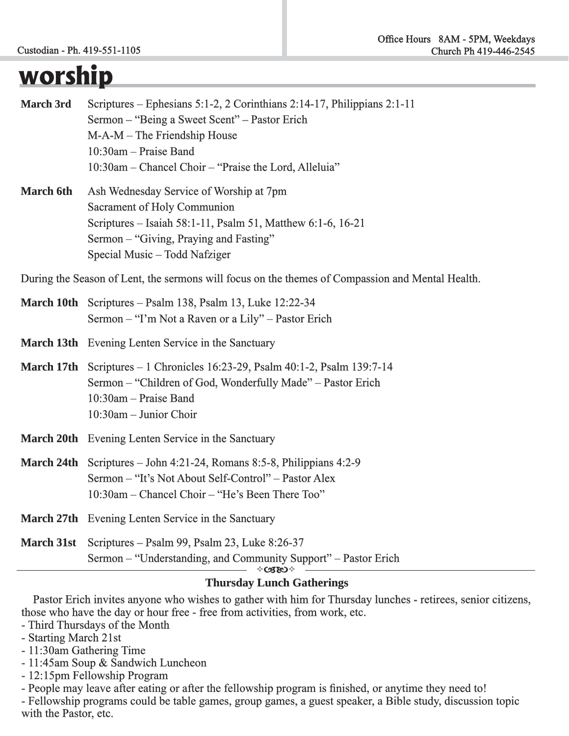# worship

**March 3rd**
Scriptures – Ephesians 5:1-2, 2 Corinthians 2:14-17, Philippians 2:1-11
Sermon – "Being a Sweet Scent" – Pastor Erich
M-A-M – The Friendship House
10:30am – Praise Band
10:30am – Chancel Choir – "Praise the Lord, Alleluia"

**March 6th**
Ash Wednesday Service of Worship at 7pm
Sacrament of Holy Communion
Scriptures – Isaiah 58:1-11, Psalm 51, Matthew 6:1-6, 16-21
Sermon – "Giving, Praying and Fasting"
Special Music – Todd Nafziger

During the Season of Lent, the sermons will focus on the themes of Compassion and Mental Health.

**March 10th**
Scriptures – Psalm 138, Psalm 13, Luke 12:22-34
Sermon – "I'm Not a Raven or a Lily" – Pastor Erich

**March 13th**
Evening Lenten Service in the Sanctuary

**March 17th**
Scriptures – 1 Chronicles 16:23-29, Psalm 40:1-2, Psalm 139:7-14
Sermon – "Children of God, Wonderfully Made" – Pastor Erich
10:30am – Praise Band
10:30am – Junior Choir

**March 20th**
Evening Lenten Service in the Sanctuary

**March 24th**
Scriptures – John 4:21-24, Romans 8:5-8, Philippians 4:2-9
Sermon – "It's Not About Self-Control" – Pastor Alex
10:30am – Chancel Choir – "He's Been There Too"

**March 27th**
Evening Lenten Service in the Sanctuary

**March 31st**
Scriptures – Psalm 99, Psalm 23, Luke 8:26-37
Sermon – "Understanding, and Community Support" – Pastor Erich

---

**Thursday Lunch Gatherings**

Pastor Erich invites anyone who wishes to gather with him for Thursday lunches - retirees, senior citizens, those who have the day or hour free - free from activities, from work, etc.

- Third Thursdays of the Month
- Starting March 21st
- 11:30am Gathering Time
- 11:45am Soup & Sandwich Luncheon
- 12:15pm Fellowship Program
- People may leave after eating or after the fellowship program is finished, or anytime they need to!
- Fellowship programs could be table games, group games, a guest speaker, a Bible study, discussion topic with the Pastor, etc.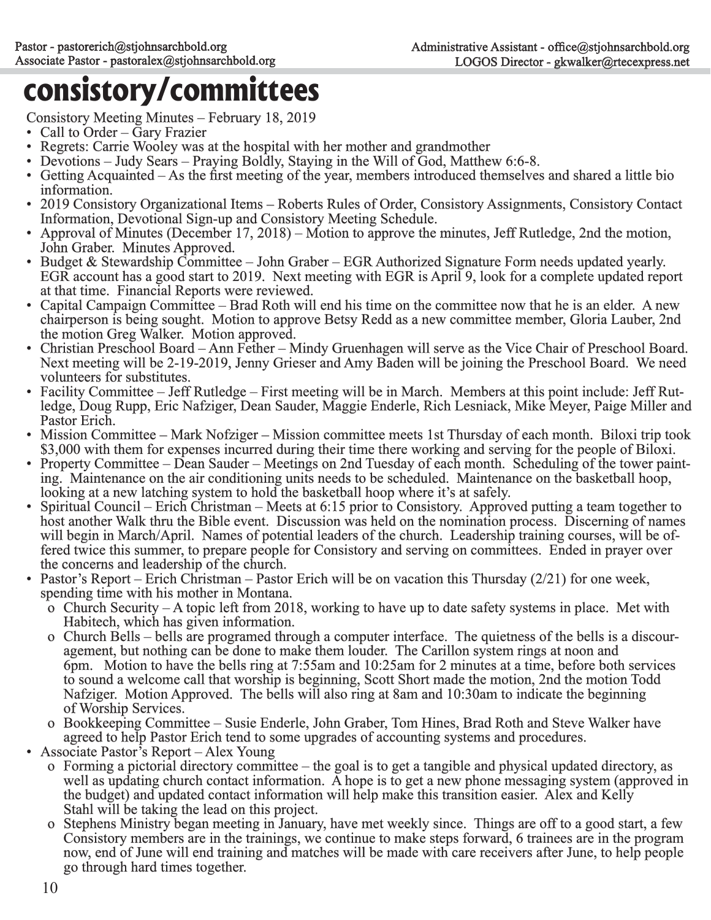# consistory/committees

Consistory Meeting Minutes – February 18, 2019

- Call to Order – Gary Frazier
- Regrets: Carrie Wooley was at the hospital with her mother and grandmother
- Devotions – Judy Sears – Praying Boldly, Staying in the Will of God, Matthew 6:6-8.
- Getting Acquainted – As the first meeting of the year, members introduced themselves and shared a little bio information.
- 2019 Consistory Organizational Items – Roberts Rules of Order, Consistory Assignments, Consistory Contact Information, Devotional Sign-up and Consistory Meeting Schedule.
- Approval of Minutes (December 17, 2018) – Motion to approve the minutes, Jeff Rutledge, 2nd the motion, John Graber. Minutes Approved.
- Budget & Stewardship Committee – John Graber – EGR Authorized Signature Form needs updated yearly. EGR account has a good start to 2019. Next meeting with EGR is April 9, look for a complete updated report at that time. Financial Reports were reviewed.
- Capital Campaign Committee – Brad Roth will end his time on the committee now that he is an elder. A new chairperson is being sought. Motion to approve Betsy Redd as a new committee member, Gloria Lauber, 2nd the motion Greg Walker. Motion approved.
- Christian Preschool Board – Ann Fether – Mindy Gruenhagen will serve as the Vice Chair of Preschool Board. Next meeting will be 2-19-2019, Jenny Grieser and Amy Baden will be joining the Preschool Board. We need volunteers for substitutes.
- Facility Committee – Jeff Rutledge – First meeting will be in March. Members at this point include: Jeff Rutledge, Doug Rupp, Eric Nafziger, Dean Sauder, Maggie Enderle, Rich Lesniack, Mike Meyer, Paige Miller and Pastor Erich.
- Mission Committee – Mark Nofziger – Mission committee meets 1st Thursday of each month. Biloxi trip took $3,000 with them for expenses incurred during their time there working and serving for the people of Biloxi.
- Property Committee – Dean Sauder – Meetings on 2nd Tuesday of each month. Scheduling of the tower painting. Maintenance on the air conditioning units needs to be scheduled. Maintenance on the basketball hoop, looking at a new latching system to hold the basketball hoop where it's at safely.
- Spiritual Council – Erich Christman – Meets at 6:15 prior to Consistory. Approved putting a team together to host another Walk thru the Bible event. Discussion was held on the nomination process. Discerning of names will begin in March/April. Names of potential leaders of the church. Leadership training courses, will be offered twice this summer, to prepare people for Consistory and serving on committees. Ended in prayer over the concerns and leadership of the church.
- Pastor's Report – Erich Christman – Pastor Erich will be on vacation this Thursday (2/21) for one week, spending time with his mother in Montana.
  - Church Security – A topic left from 2018, working to have up to date safety systems in place. Met with Habitech, which has given information.
  - Church Bells – bells are programed through a computer interface. The quietness of the bells is a discouragement, but nothing can be done to make them louder. The Carillon system rings at noon and 6pm. Motion to have the bells ring at 7:55am and 10:25am for 2 minutes at a time, before both services to sound a welcome call that worship is beginning, Scott Short made the motion, 2nd the motion Todd Nafziger. Motion Approved. The bells will also ring at 8am and 10:30am to indicate the beginning of Worship Services.
  - Bookkeeping Committee – Susie Enderle, John Graber, Tom Hines, Brad Roth and Steve Walker have agreed to help Pastor Erich tend to some upgrades of accounting systems and procedures.
- Associate Pastor's Report – Alex Young
  - Forming a pictorial directory committee – the goal is to get a tangible and physical updated directory, as well as updating church contact information. A hope is to get a new phone messaging system (approved in the budget) and updated contact information will help make this transition easier. Alex and Kelly Stahl will be taking the lead on this project.
  - Stephens Ministry began meeting in January, have met weekly since. Things are off to a good start, a few Consistory members are in the trainings, we continue to make steps forward, 6 trainees are in the program now, end of June will end training and matches will be made with care receivers after June, to help people go through hard times together.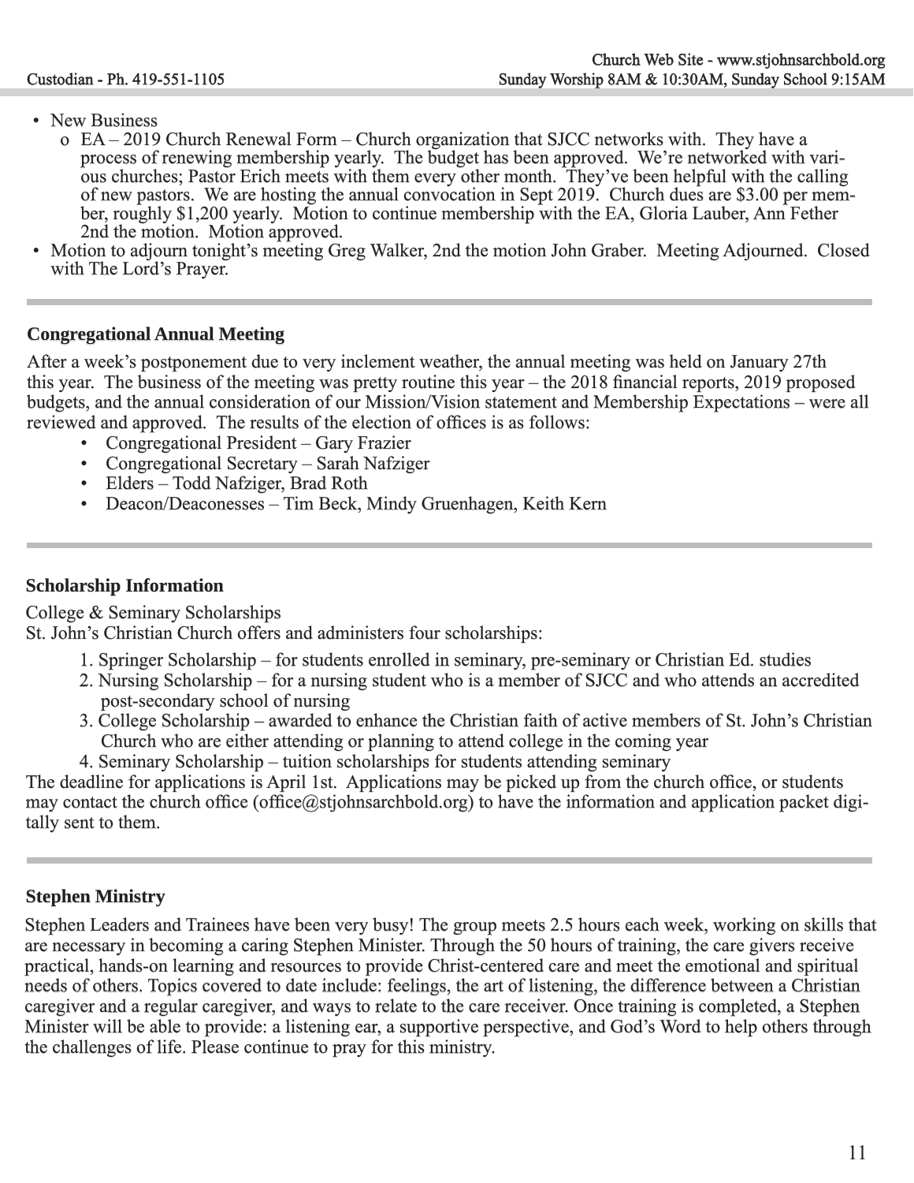- New Business
  - EA – 2019 Church Renewal Form – Church organization that SJCC networks with. They have a process of renewing membership yearly. The budget has been approved. We're networked with various churches; Pastor Erich meets with them every other month. They've been helpful with the calling of new pastors. We are hosting the annual convocation in Sept 2019. Church dues are $3.00 per member, roughly $1,200 yearly. Motion to continue membership with the EA, Gloria Lauber, Ann Fether 2nd the motion. Motion approved.
- Motion to adjourn tonight's meeting Greg Walker, 2nd the motion John Graber. Meeting Adjourned. Closed with The Lord's Prayer.

---

## Congregational Annual Meeting

After a week's postponement due to very inclement weather, the annual meeting was held on January 27th this year. The business of the meeting was pretty routine this year – the 2018 financial reports, 2019 proposed budgets, and the annual consideration of our Mission/Vision statement and Membership Expectations – were all reviewed and approved. The results of the election of offices is as follows:

- Congregational President – Gary Frazier
- Congregational Secretary – Sarah Nafziger
- Elders – Todd Nafziger, Brad Roth
- Deacon/Deaconesses – Tim Beck, Mindy Gruenhagen, Keith Kern

---

## Scholarship Information

College & Seminary Scholarships
St. John's Christian Church offers and administers four scholarships:

1. Springer Scholarship – for students enrolled in seminary, pre-seminary or Christian Ed. studies
2. Nursing Scholarship – for a nursing student who is a member of SJCC and who attends an accredited post-secondary school of nursing
3. College Scholarship – awarded to enhance the Christian faith of active members of St. John's Christian Church who are either attending or planning to attend college in the coming year
4. Seminary Scholarship – tuition scholarships for students attending seminary

The deadline for applications is April 1st. Applications may be picked up from the church office, or students may contact the church office (office@stjohnsarchbold.org) to have the information and application packet digitally sent to them.

---

## Stephen Ministry

Stephen Leaders and Trainees have been very busy! The group meets 2.5 hours each week, working on skills that are necessary in becoming a caring Stephen Minister. Through the 50 hours of training, the care givers receive practical, hands-on learning and resources to provide Christ-centered care and meet the emotional and spiritual needs of others. Topics covered to date include: feelings, the art of listening, the difference between a Christian caregiver and a regular caregiver, and ways to relate to the care receiver. Once training is completed, a Stephen Minister will be able to provide: a listening ear, a supportive perspective, and God's Word to help others through the challenges of life. Please continue to pray for this ministry.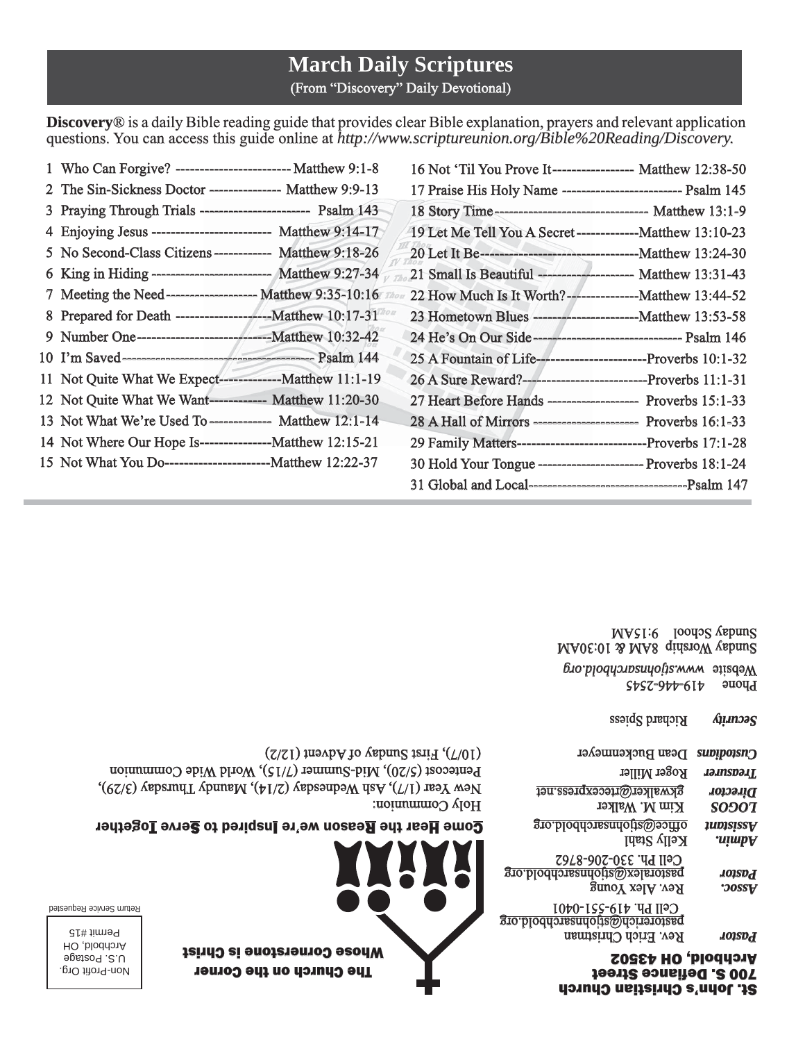# March Daily Scriptures

(From "Discovery" Daily Devotional)

**Discovery**® is a daily Bible reading guide that provides clear Bible explanation, prayers and relevant application questions. You can access this guide online at *http://www.scriptureunion.org/Bible%20Reading/Discovery.*

1 Who Can Forgive? ------------------------ Matthew 9:1-8
2 The Sin-Sickness Doctor --------------- Matthew 9:9-13
3 Praying Through Trials ----------------------- Psalm 143
4 Enjoying Jesus ------------------------- Matthew 9:14-17
5 No Second-Class Citizens ------------ Matthew 9:18-26
6 King in Hiding ------------------------- Matthew 9:27-34
7 Meeting the Need------------------- Matthew 9:35-10:16
8 Prepared for Death --------------------Matthew 10:17-31
9 Number One----------------------------Matthew 10:32-42
10 I'm Saved------------------------------------------ Psalm 144
11 Not Quite What We Expect-------------Matthew 11:1-19
12 Not Quite What We Want------------ Matthew 11:20-30
13 Not What We're Used To ------------- Matthew 12:1-14
14 Not Where Our Hope Is---------------Matthew 12:15-21
15 Not What You Do----------------------Matthew 12:22-37
16 Not 'Til You Prove It----------------- Matthew 12:38-50
17 Praise His Holy Name -------------------------- Psalm 145
18 Story Time---------------------------------- Matthew 13:1-9
19 Let Me Tell You A Secret-------------Matthew 13:10-23
20 Let It Be---------------------------------Matthew 13:24-30
21 Small Is Beautiful --------------------- Matthew 13:31-43
22 How Much Is It Worth?---------------Matthew 13:44-52
23 Hometown Blues ----------------------Matthew 13:53-58
24 He's On Our Side --------------------------------- Psalm 146
25 A Fountain of Life-----------------------Proverbs 10:1-32
26 A Sure Reward?--------------------------Proverbs 11:1-31
27 Heart Before Hands ------------------- Proverbs 15:1-33
28 A Hall of Mirrors ---------------------- Proverbs 16:1-33
29 Family Matters---------------------------Proverbs 17:1-28
30 Hold Your Tongue ---------------------- Proverbs 18:1-24
31 Global and Local----------------------------------Psalm 147

**St. John's Christian Church**
**700 S. Defiance Street**
**Archbold, OH 43502**

**The Church on the Corner**
**Whose Cornerstone is Christ**

Non-Profit Org.
U.S. Postage
Archbold, OH
Permit #15

Return Service Requested

***Pastor*** Rev. Erich Christman
pastorerich@stjohnsarchbold.org
Cell Ph. 419-551-0401

***Assoc. Pastor*** Rev. Alex Young
pastoralex@stjohnsarchbold.org
Cell Ph. 330-206-8762

***Admin. Assistant*** Kelly Stahl
office@stjohnsarchbold.org

***LOGOS Director*** Kim M. Walker
gkwalker@rtecexpress.net

***Treasurer*** Roger Miller

***Custodians*** Dean Buckenmeyer

***Security*** Richard Spiess

Phone 419-446-2545
Website *www.stjohnsarchbold.org*

Sunday Worship 8AM & 10:30AM
Sunday School 9:15AM

**Come Hear the Reason we're Inspired to Serve Together**

Holy Communion:
New Year (1/7), Ash Wednesday (2/14), Maundy Thursday (3/29), Pentecost (5/20), Mid-Summer (7/15), World Wide Communion (10/7), First Sunday of Advent (12/2)